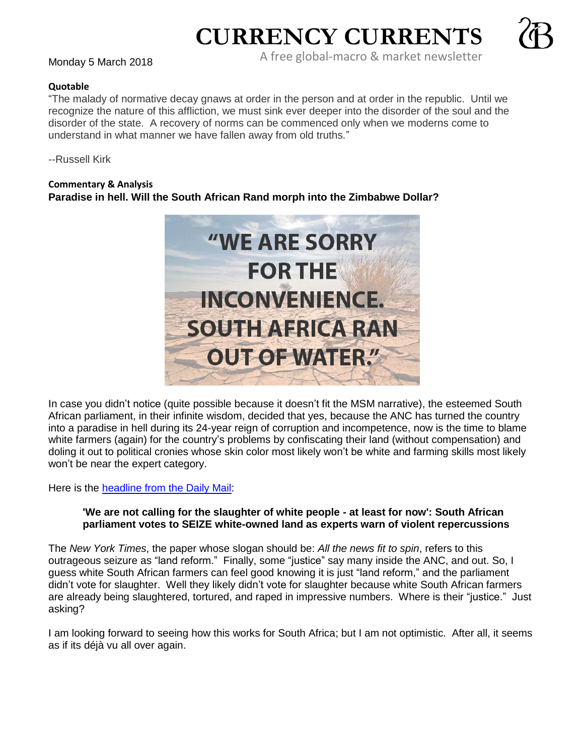# CURRENCY CURRENTS

A free global-macro & market newsletter

Monday 5 March 2018

**Quotable**

"The malady of normative decay gnaws at order in the person and at order in the republic. Until we recognize the nature of this affliction, we must sink ever deeper into the disorder of the soul and the disorder of the state. A recovery of norms can be commenced only when we moderns come to understand in what manner we have fallen away from old truths."

--Russell Kirk

**Commentary & Analysis**

**Paradise in hell. Will the South African Rand morph into the Zimbabwe Dollar?**

"WE ARE SORRY FOR THE INCONVENIENCE. SOUTH AFRICA RAN OUT OF WATER."

In case you didn't notice (quite possible because it doesn't fit the MSM narrative), the esteemed South African parliament, in their infinite wisdom, decided that yes, because the ANC has turned the country into a paradise in hell during its 24-year reign of corruption and incompetence, now is the time to blame white farmers (again) for the country's problems by confiscating their land (without compensation) and doling it out to political cronies whose skin color most likely won't be white and farming skills most likely won't be near the expert category.

Here is the headline from the Daily Mail:

> **'We are not calling for the slaughter of white people - at least for now': South African parliament votes to SEIZE white-owned land as experts warn of violent repercussions**

The *New York Times*, the paper whose slogan should be: *All the news fit to spin*, refers to this outrageous seizure as "land reform." Finally, some "justice" say many inside the ANC, and out. So, I guess white South African farmers can feel good knowing it is just "land reform," and the parliament didn't vote for slaughter. Well they likely didn't vote for slaughter because white South African farmers are already being slaughtered, tortured, and raped in impressive numbers. Where is their "justice." Just asking?

I am looking forward to seeing how this works for South Africa; but I am not optimistic. After all, it seems as if its déjà vu all over again.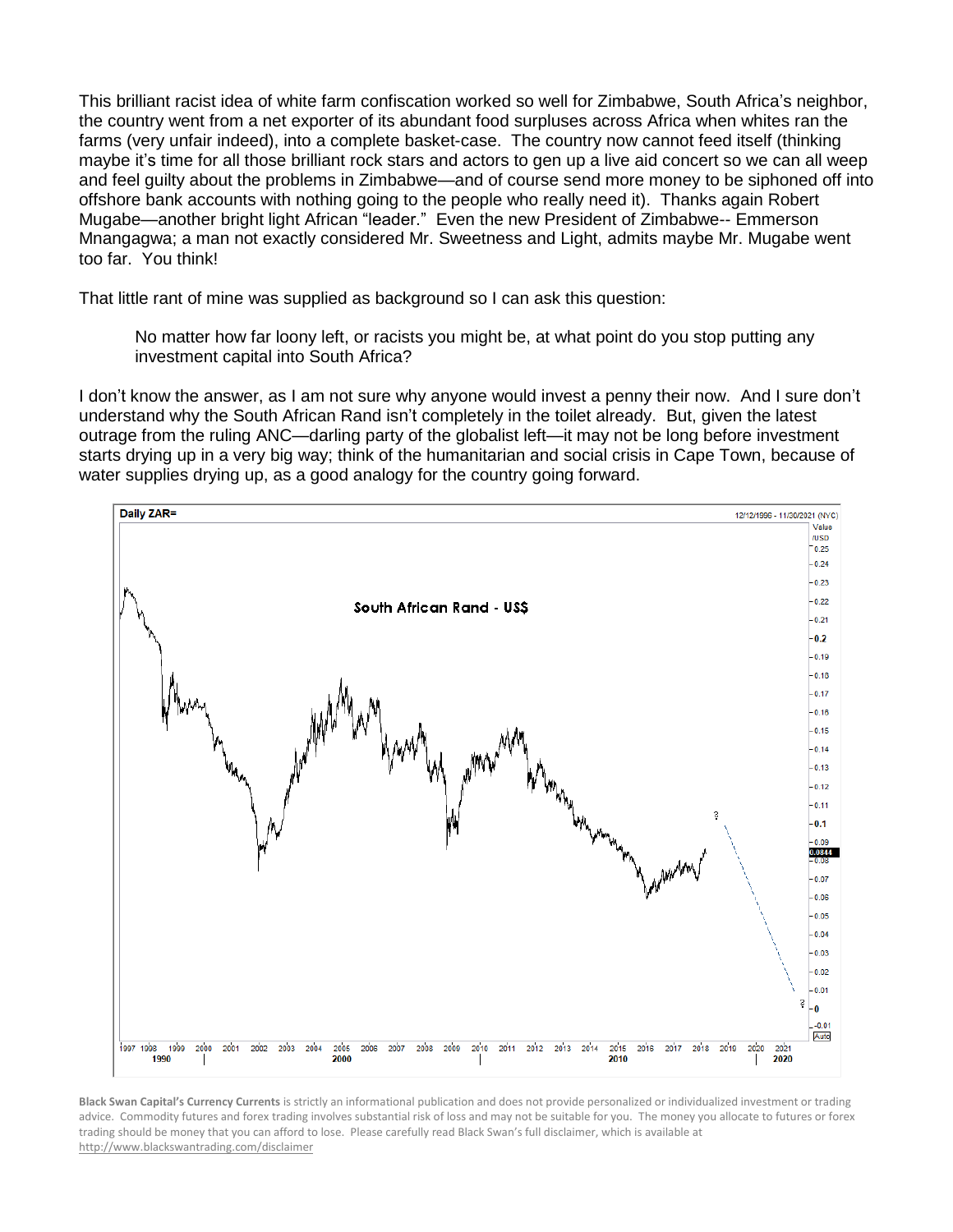This brilliant racist idea of white farm confiscation worked so well for Zimbabwe, South Africa's neighbor, the country went from a net exporter of its abundant food surpluses across Africa when whites ran the farms (very unfair indeed), into a complete basket-case. The country now cannot feed itself (thinking maybe it's time for all those brilliant rock stars and actors to gen up a live aid concert so we can all weep and feel guilty about the problems in Zimbabwe—and of course send more money to be siphoned off into offshore bank accounts with nothing going to the people who really need it). Thanks again Robert Mugabe—another bright light African "leader." Even the new President of Zimbabwe-- Emmerson Mnangagwa; a man not exactly considered Mr. Sweetness and Light, admits maybe Mr. Mugabe went too far. You think!

That little rant of mine was supplied as background so I can ask this question:

> No matter how far loony left, or racists you might be, at what point do you stop putting any investment capital into South Africa?

I don't know the answer, as I am not sure why anyone would invest a penny their now. And I sure don't understand why the South African Rand isn't completely in the toilet already. But, given the latest outrage from the ruling ANC—darling party of the globalist left—it may not be long before investment starts drying up in a very big way; think of the humanitarian and social crisis in Cape Town, because of water supplies drying up, as a good analogy for the country going forward.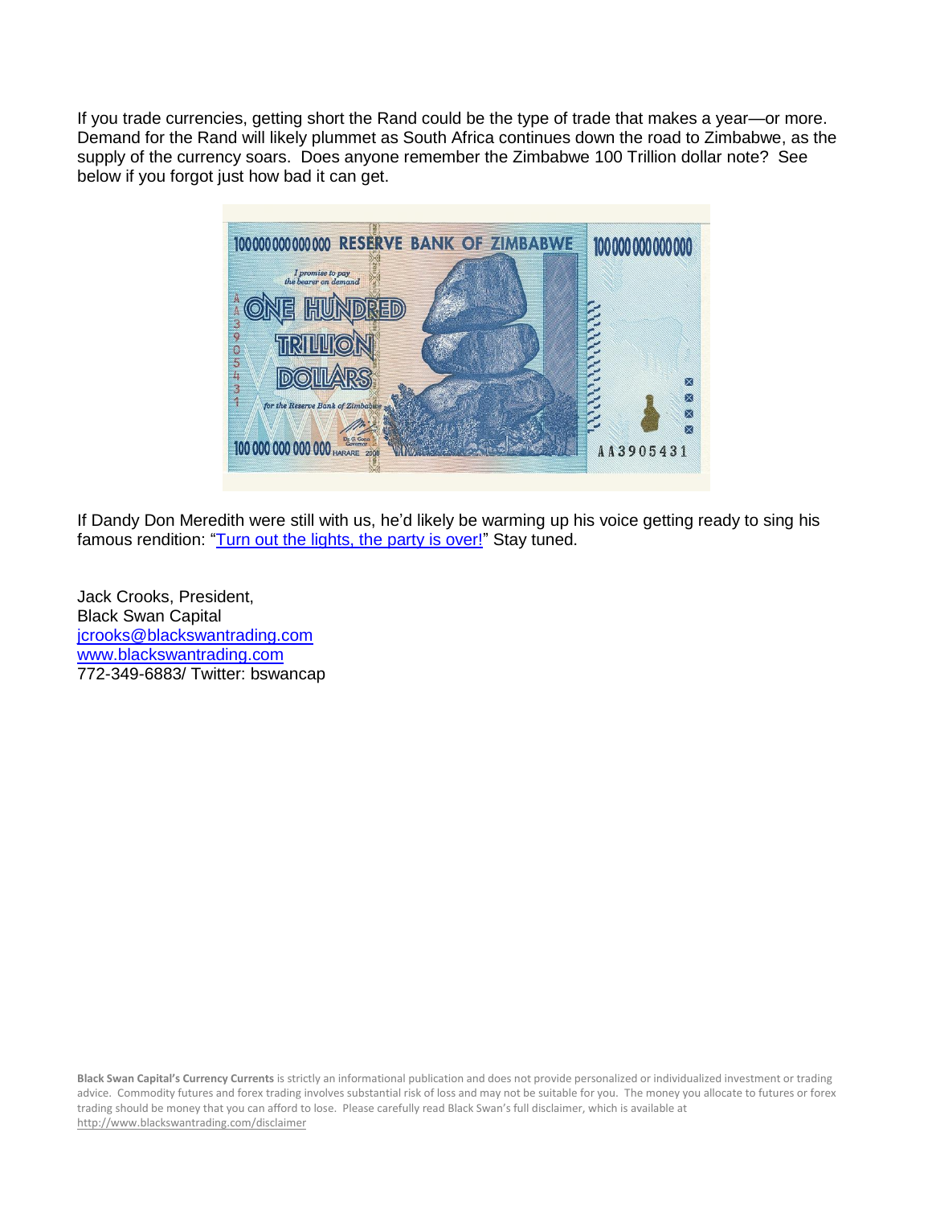If you trade currencies, getting short the Rand could be the type of trade that makes a year—or more. Demand for the Rand will likely plummet as South Africa continues down the road to Zimbabwe, as the supply of the currency soars. Does anyone remember the Zimbabwe 100 Trillion dollar note? See below if you forgot just how bad it can get.

If Dandy Don Meredith were still with us, he'd likely be warming up his voice getting ready to sing his famous rendition: "[Turn out the lights, the party is over!]" Stay tuned.

Jack Crooks, President,
Black Swan Capital
jcrooks@blackswantrading.com
www.blackswantrading.com
772-349-6883/ Twitter: bswancap

**Black Swan Capital's Currency Currents** is strictly an informational publication and does not provide personalized or individualized investment or trading advice. Commodity futures and forex trading involves substantial risk of loss and may not be suitable for you. The money you allocate to futures or forex trading should be money that you can afford to lose. Please carefully read Black Swan's full disclaimer, which is available at http://www.blackswantrading.com/disclaimer